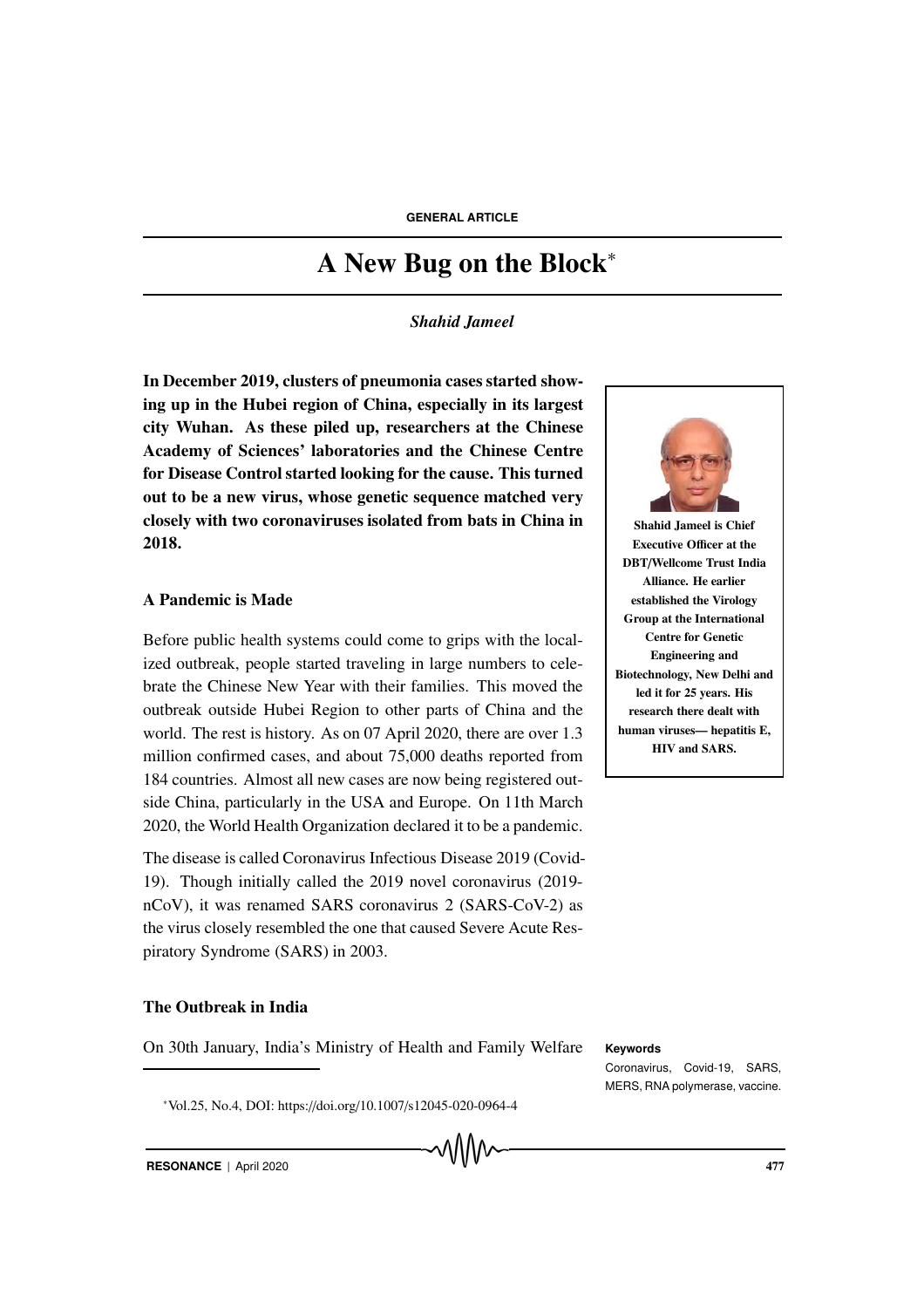GENERAL ARTICLE

# A New Bug on the Block*

*Shahid Jameel*

**In December 2019, clusters of pneumonia cases started showing up in the Hubei region of China, especially in its largest city Wuhan. As these piled up, researchers at the Chinese Academy of Sciences' laboratories and the Chinese Centre for Disease Control started looking for the cause. This turned out to be a new virus, whose genetic sequence matched very closely with two coronaviruses isolated from bats in China in 2018.**

**Shahid Jameel is Chief Executive Officer at the DBT/Wellcome Trust India Alliance. He earlier established the Virology Group at the International Centre for Genetic Engineering and Biotechnology, New Delhi and led it for 25 years. His research there dealt with human viruses— hepatitis E, HIV and SARS.**

## A Pandemic is Made

Before public health systems could come to grips with the localized outbreak, people started traveling in large numbers to celebrate the Chinese New Year with their families. This moved the outbreak outside Hubei Region to other parts of China and the world. The rest is history. As on 07 April 2020, there are over 1.3 million confirmed cases, and about 75,000 deaths reported from 184 countries. Almost all new cases are now being registered outside China, particularly in the USA and Europe. On 11th March 2020, the World Health Organization declared it to be a pandemic.

The disease is called Coronavirus Infectious Disease 2019 (Covid-19). Though initially called the 2019 novel coronavirus (2019-nCoV), it was renamed SARS coronavirus 2 (SARS-CoV-2) as the virus closely resembled the one that caused Severe Acute Respiratory Syndrome (SARS) in 2003.

## The Outbreak in India

On 30th January, India's Ministry of Health and Family Welfare

**Keywords**

Coronavirus, Covid-19, SARS, MERS, RNA polymerase, vaccine.

*Vol.25, No.4, DOI: https://doi.org/10.1007/s12045-020-0964-4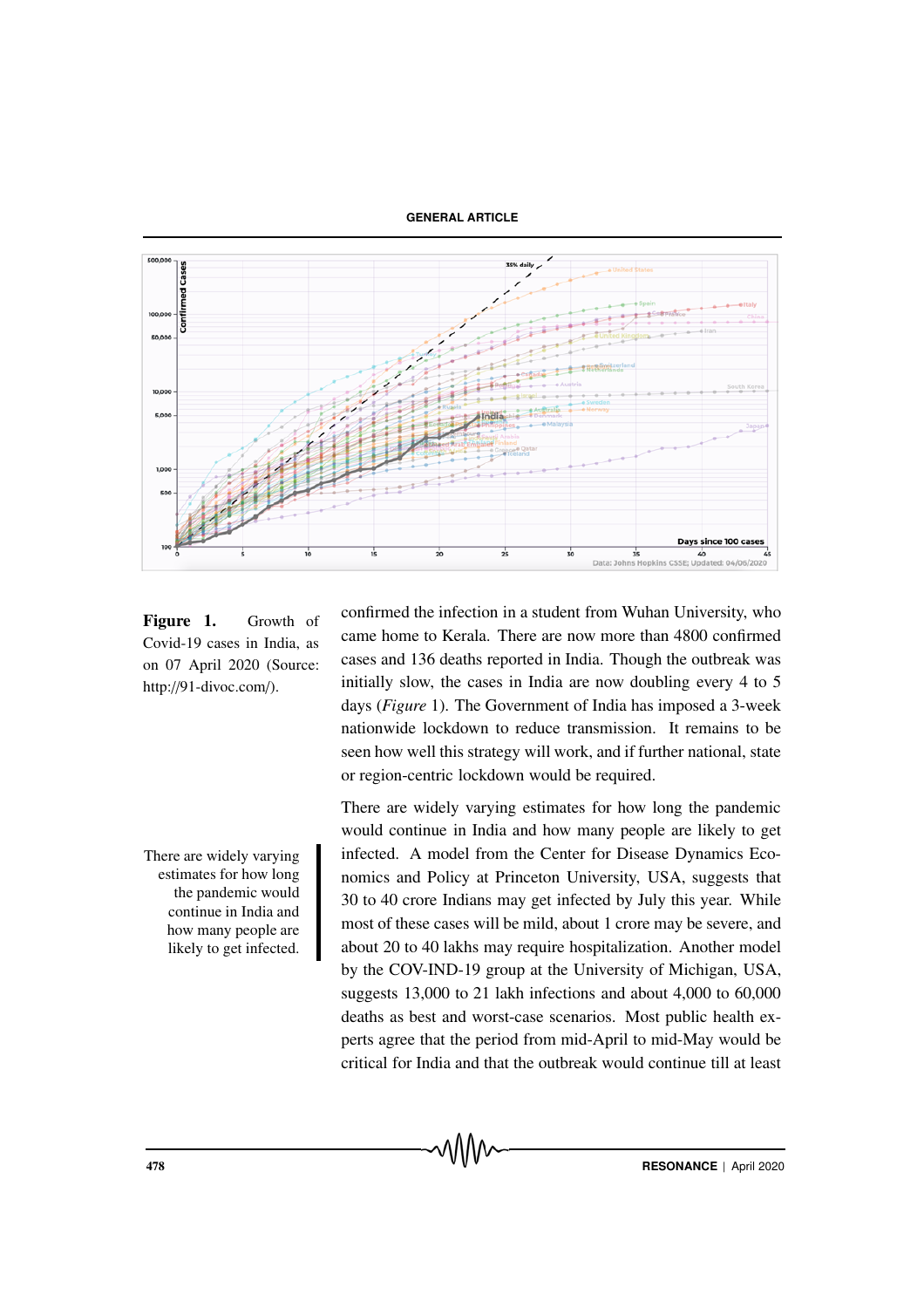Figure 1. Growth of Covid-19 cases in India, as on 07 April 2020 (Source: http://91-divoc.com/).

confirmed the infection in a student from Wuhan University, who came home to Kerala. There are now more than 4800 confirmed cases and 136 deaths reported in India. Though the outbreak was initially slow, the cases in India are now doubling every 4 to 5 days (*Figure* 1). The Government of India has imposed a 3-week nationwide lockdown to reduce transmission. It remains to be seen how well this strategy will work, and if further national, state or region-centric lockdown would be required.

There are widely varying estimates for how long the pandemic would continue in India and how many people are likely to get infected. A model from the Center for Disease Dynamics Economics and Policy at Princeton University, USA, suggests that 30 to 40 crore Indians may get infected by July this year. While most of these cases will be mild, about 1 crore may be severe, and about 20 to 40 lakhs may require hospitalization. Another model by the COV-IND-19 group at the University of Michigan, USA, suggests 13,000 to 21 lakh infections and about 4,000 to 60,000 deaths as best and worst-case scenarios. Most public health experts agree that the period from mid-April to mid-May would be critical for India and that the outbreak would continue till at least

> There are widely varying estimates for how long the pandemic would continue in India and how many people are likely to get infected.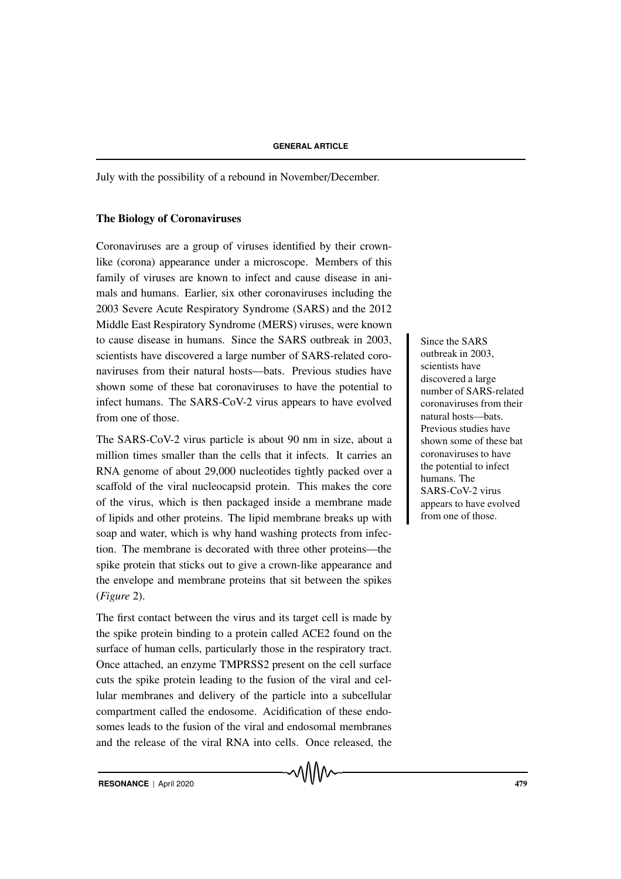July with the possibility of a rebound in November/December.

## The Biology of Coronaviruses

Coronaviruses are a group of viruses identified by their crown-like (corona) appearance under a microscope. Members of this family of viruses are known to infect and cause disease in animals and humans. Earlier, six other coronaviruses including the 2003 Severe Acute Respiratory Syndrome (SARS) and the 2012 Middle East Respiratory Syndrome (MERS) viruses, were known to cause disease in humans. Since the SARS outbreak in 2003, scientists have discovered a large number of SARS-related coronaviruses from their natural hosts—bats. Previous studies have shown some of these bat coronaviruses to have the potential to infect humans. The SARS-CoV-2 virus appears to have evolved from one of those.

> Since the SARS outbreak in 2003, scientists have discovered a large number of SARS-related coronaviruses from their natural hosts—bats. Previous studies have shown some of these bat coronaviruses to have the potential to infect humans. The SARS-CoV-2 virus appears to have evolved from one of those.

The SARS-CoV-2 virus particle is about 90 nm in size, about a million times smaller than the cells that it infects. It carries an RNA genome of about 29,000 nucleotides tightly packed over a scaffold of the viral nucleocapsid protein. This makes the core of the virus, which is then packaged inside a membrane made of lipids and other proteins. The lipid membrane breaks up with soap and water, which is why hand washing protects from infection. The membrane is decorated with three other proteins—the spike protein that sticks out to give a crown-like appearance and the envelope and membrane proteins that sit between the spikes (*Figure* 2).

The first contact between the virus and its target cell is made by the spike protein binding to a protein called ACE2 found on the surface of human cells, particularly those in the respiratory tract. Once attached, an enzyme TMPRSS2 present on the cell surface cuts the spike protein leading to the fusion of the viral and cellular membranes and delivery of the particle into a subcellular compartment called the endosome. Acidification of these endosomes leads to the fusion of the viral and endosomal membranes and the release of the viral RNA into cells. Once released, the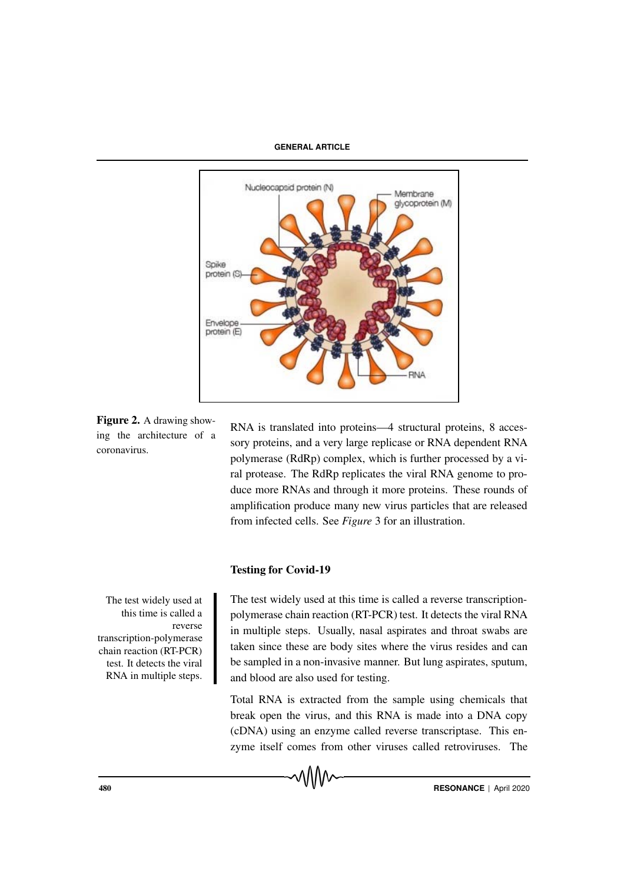**Figure 2.** A drawing showing the architecture of a coronavirus.

RNA is translated into proteins—4 structural proteins, 8 accessory proteins, and a very large replicase or RNA dependent RNA polymerase (RdRp) complex, which is further processed by a viral protease. The RdRp replicates the viral RNA genome to produce more RNAs and through it more proteins. These rounds of amplification produce many new virus particles that are released from infected cells. See *Figure* 3 for an illustration.

## Testing for Covid-19

> The test widely used at this time is called a reverse transcription-polymerase chain reaction (RT-PCR) test. It detects the viral RNA in multiple steps.

The test widely used at this time is called a reverse transcription-polymerase chain reaction (RT-PCR) test. It detects the viral RNA in multiple steps. Usually, nasal aspirates and throat swabs are taken since these are body sites where the virus resides and can be sampled in a non-invasive manner. But lung aspirates, sputum, and blood are also used for testing.

Total RNA is extracted from the sample using chemicals that break open the virus, and this RNA is made into a DNA copy (cDNA) using an enzyme called reverse transcriptase. This enzyme itself comes from other viruses called retroviruses. The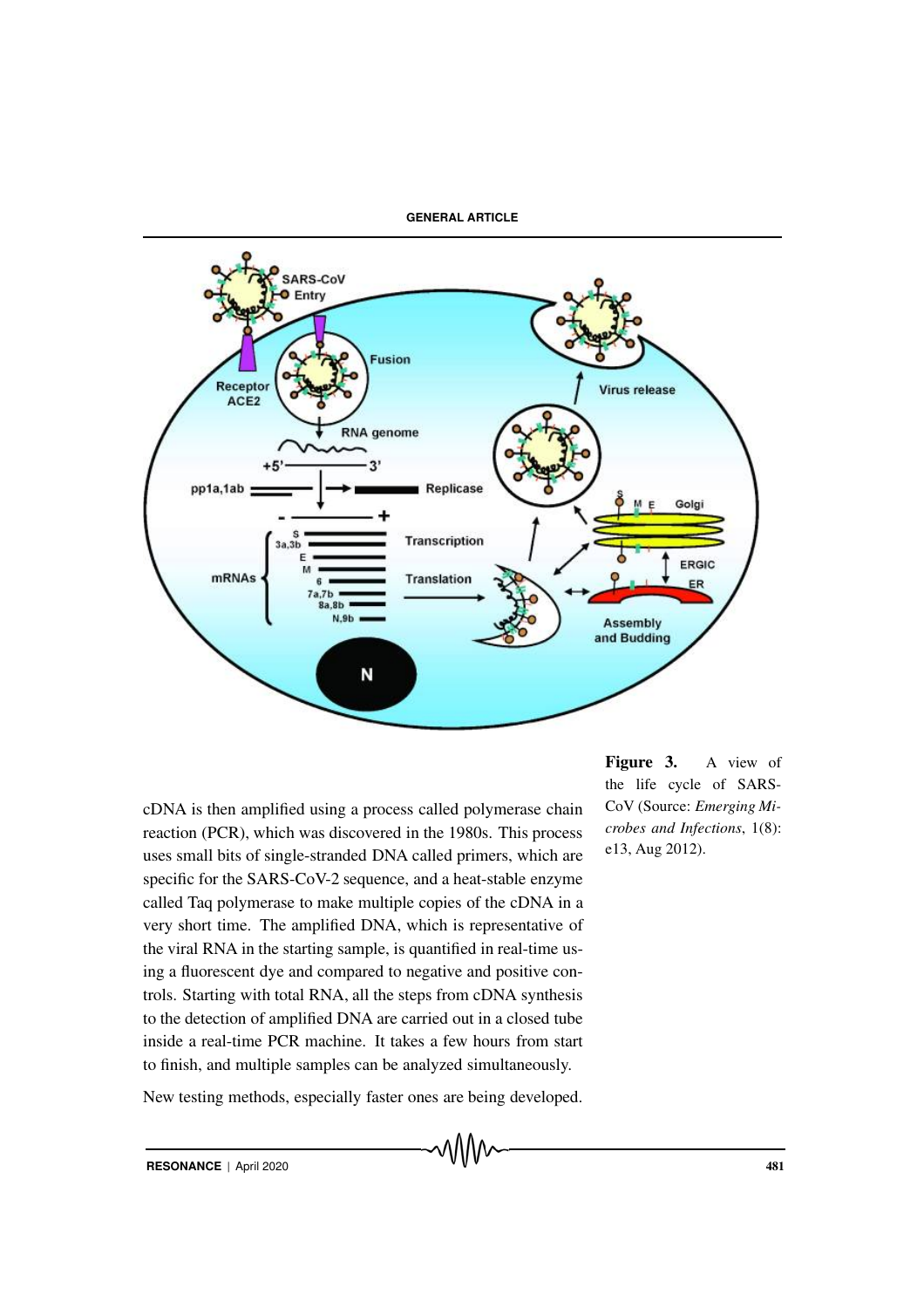Figure 3. A view of the life cycle of SARS-CoV (Source: *Emerging Microbes and Infections*, 1(8): e13, Aug 2012).

cDNA is then amplified using a process called polymerase chain reaction (PCR), which was discovered in the 1980s. This process uses small bits of single-stranded DNA called primers, which are specific for the SARS-CoV-2 sequence, and a heat-stable enzyme called Taq polymerase to make multiple copies of the cDNA in a very short time. The amplified DNA, which is representative of the viral RNA in the starting sample, is quantified in real-time using a fluorescent dye and compared to negative and positive controls. Starting with total RNA, all the steps from cDNA synthesis to the detection of amplified DNA are carried out in a closed tube inside a real-time PCR machine. It takes a few hours from start to finish, and multiple samples can be analyzed simultaneously.

New testing methods, especially faster ones are being developed.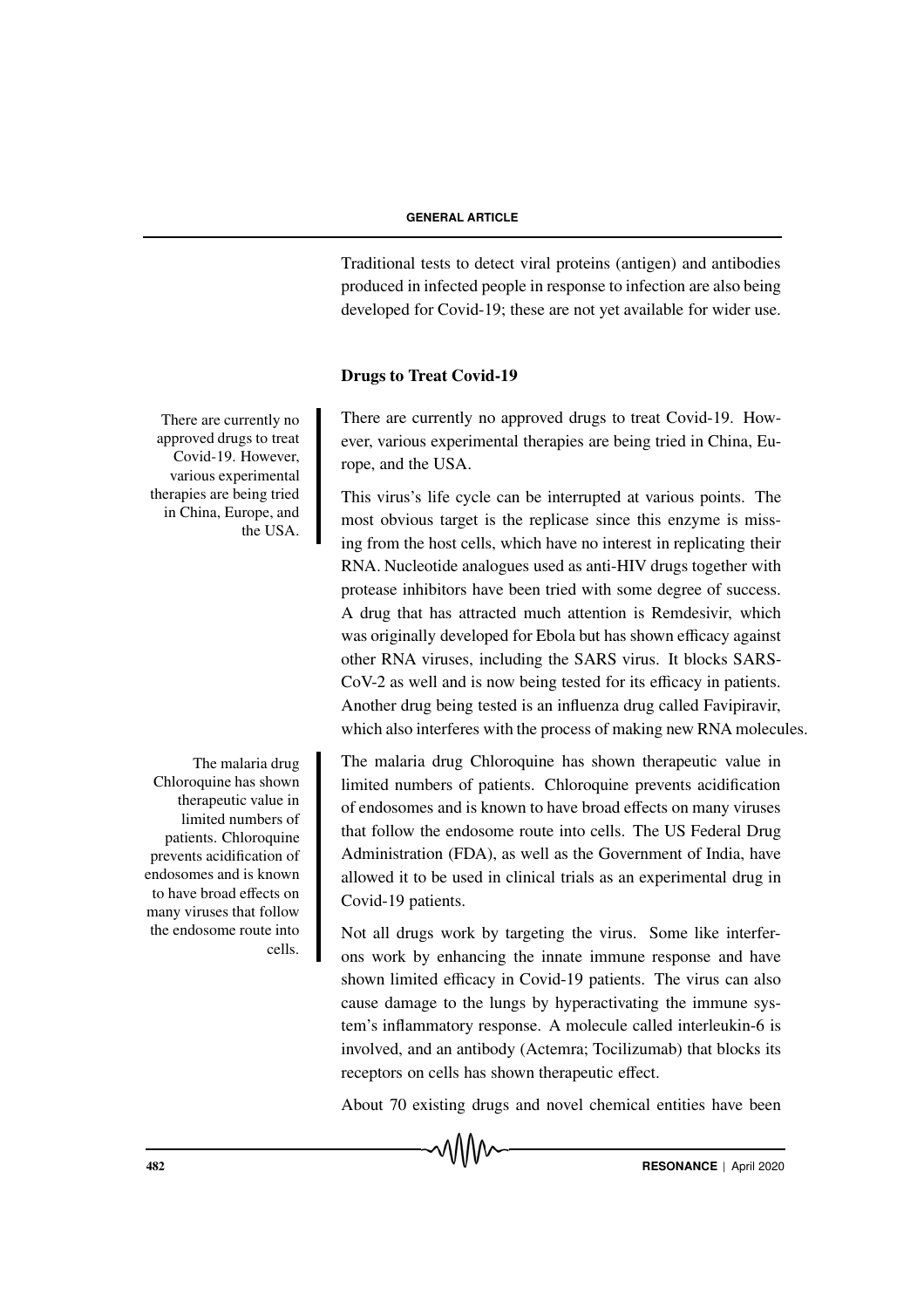Traditional tests to detect viral proteins (antigen) and antibodies produced in infected people in response to infection are also being developed for Covid-19; these are not yet available for wider use.

## Drugs to Treat Covid-19

There are currently no approved drugs to treat Covid-19. However, various experimental therapies are being tried in China, Europe, and the USA.

This virus's life cycle can be interrupted at various points. The most obvious target is the replicase since this enzyme is missing from the host cells, which have no interest in replicating their RNA. Nucleotide analogues used as anti-HIV drugs together with protease inhibitors have been tried with some degree of success. A drug that has attracted much attention is Remdesivir, which was originally developed for Ebola but has shown efficacy against other RNA viruses, including the SARS virus. It blocks SARS-CoV-2 as well and is now being tested for its efficacy in patients. Another drug being tested is an influenza drug called Favipiravir, which also interferes with the process of making new RNA molecules.

The malaria drug Chloroquine has shown therapeutic value in limited numbers of patients. Chloroquine prevents acidification of endosomes and is known to have broad effects on many viruses that follow the endosome route into cells. The US Federal Drug Administration (FDA), as well as the Government of India, have allowed it to be used in clinical trials as an experimental drug in Covid-19 patients.

Not all drugs work by targeting the virus. Some like interferons work by enhancing the innate immune response and have shown limited efficacy in Covid-19 patients. The virus can also cause damage to the lungs by hyperactivating the immune system's inflammatory response. A molecule called interleukin-6 is involved, and an antibody (Actemra; Tocilizumab) that blocks its receptors on cells has shown therapeutic effect.

About 70 existing drugs and novel chemical entities have been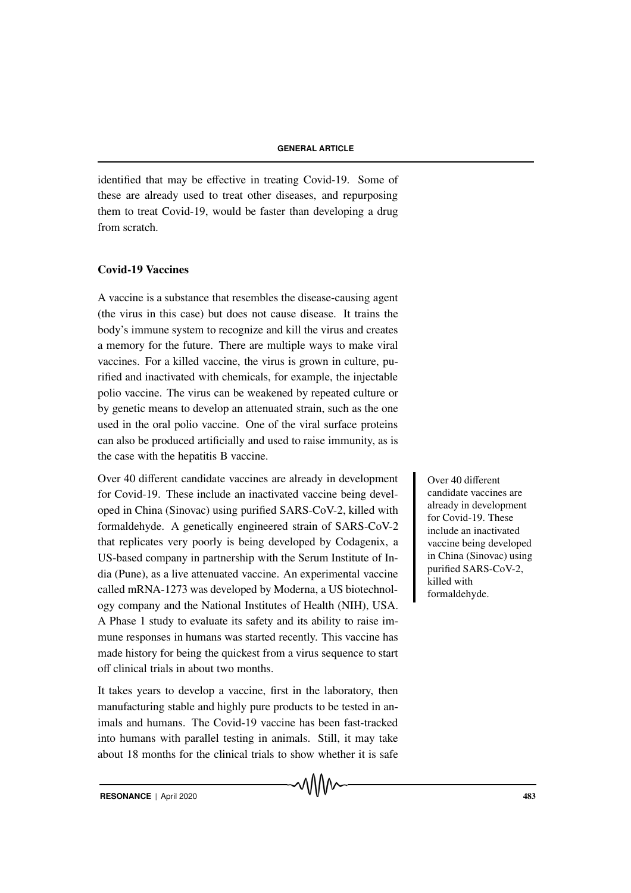identified that may be effective in treating Covid-19. Some of these are already used to treat other diseases, and repurposing them to treat Covid-19, would be faster than developing a drug from scratch.

## Covid-19 Vaccines

A vaccine is a substance that resembles the disease-causing agent (the virus in this case) but does not cause disease. It trains the body's immune system to recognize and kill the virus and creates a memory for the future. There are multiple ways to make viral vaccines. For a killed vaccine, the virus is grown in culture, purified and inactivated with chemicals, for example, the injectable polio vaccine. The virus can be weakened by repeated culture or by genetic means to develop an attenuated strain, such as the one used in the oral polio vaccine. One of the viral surface proteins can also be produced artificially and used to raise immunity, as is the case with the hepatitis B vaccine.

Over 40 different candidate vaccines are already in development for Covid-19. These include an inactivated vaccine being developed in China (Sinovac) using purified SARS-CoV-2, killed with formaldehyde. A genetically engineered strain of SARS-CoV-2 that replicates very poorly is being developed by Codagenix, a US-based company in partnership with the Serum Institute of India (Pune), as a live attenuated vaccine. An experimental vaccine called mRNA-1273 was developed by Moderna, a US biotechnology company and the National Institutes of Health (NIH), USA. A Phase 1 study to evaluate its safety and its ability to raise immune responses in humans was started recently. This vaccine has made history for being the quickest from a virus sequence to start off clinical trials in about two months.

> Over 40 different candidate vaccines are already in development for Covid-19. These include an inactivated vaccine being developed in China (Sinovac) using purified SARS-CoV-2, killed with formaldehyde.

It takes years to develop a vaccine, first in the laboratory, then manufacturing stable and highly pure products to be tested in animals and humans. The Covid-19 vaccine has been fast-tracked into humans with parallel testing in animals. Still, it may take about 18 months for the clinical trials to show whether it is safe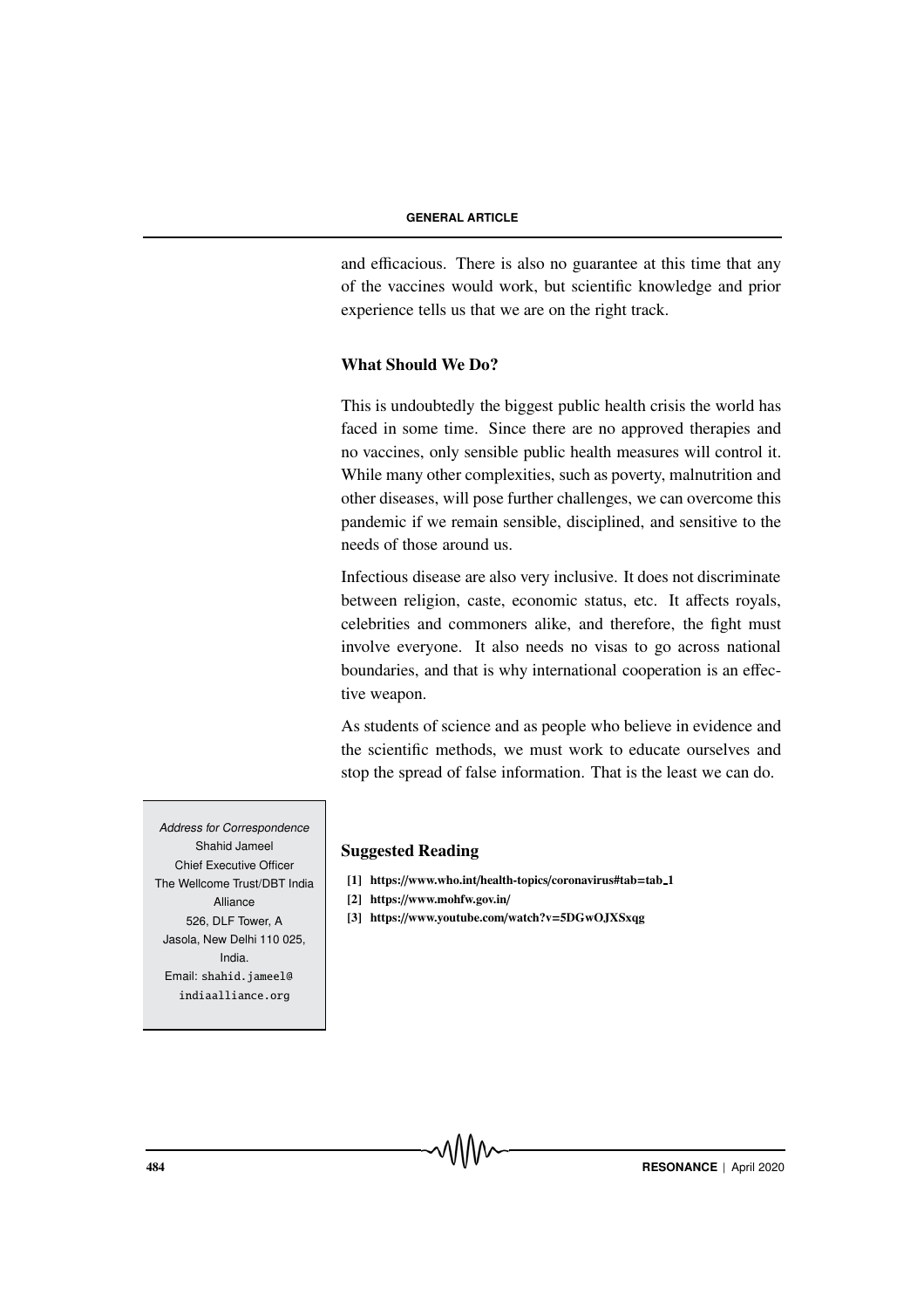and efficacious. There is also no guarantee at this time that any of the vaccines would work, but scientific knowledge and prior experience tells us that we are on the right track.

## What Should We Do?

This is undoubtedly the biggest public health crisis the world has faced in some time. Since there are no approved therapies and no vaccines, only sensible public health measures will control it. While many other complexities, such as poverty, malnutrition and other diseases, will pose further challenges, we can overcome this pandemic if we remain sensible, disciplined, and sensitive to the needs of those around us.

Infectious disease are also very inclusive. It does not discriminate between religion, caste, economic status, etc. It affects royals, celebrities and commoners alike, and therefore, the fight must involve everyone. It also needs no visas to go across national boundaries, and that is why international cooperation is an effective weapon.

As students of science and as people who believe in evidence and the scientific methods, we must work to educate ourselves and stop the spread of false information. That is the least we can do.

*Address for Correspondence*
Shahid Jameel
Chief Executive Officer
The Wellcome Trust/DBT India Alliance
526, DLF Tower, A
Jasola, New Delhi 110 025, India.
Email: shahid.jameel@indiaalliance.org

## Suggested Reading

**[1] https://www.who.int/health-topics/coronavirus#tab=tab_1**

**[2] https://www.mohfw.gov.in/**

**[3] https://www.youtube.com/watch?v=5DGwOJXSxqg**